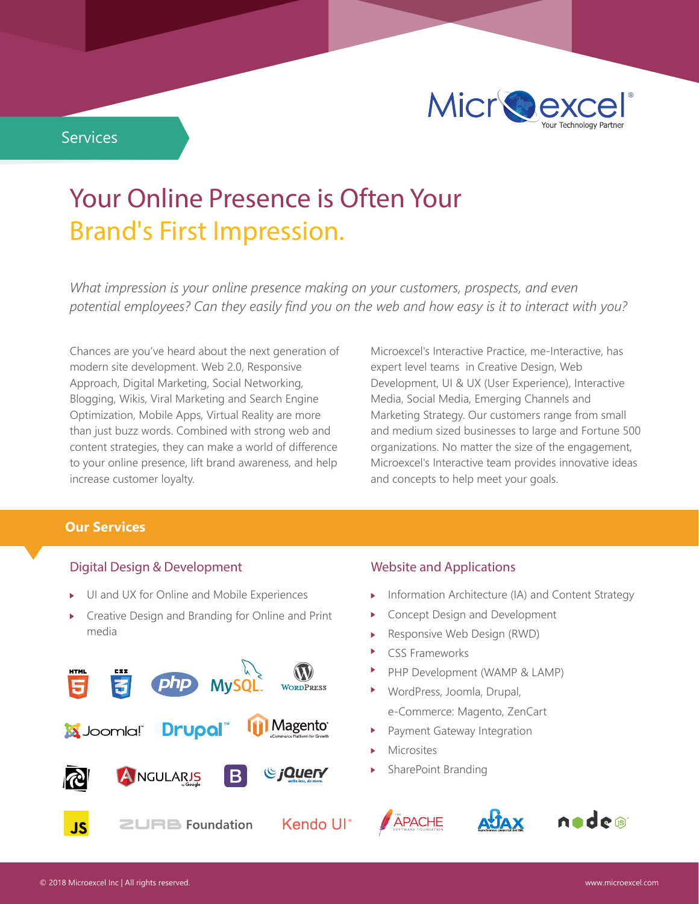Services

# Your Online Presence is Often Your Brand's First Impression.

*What impression is your online presence making on your customers, prospects, and even potential employees? Can they easily find you on the web and how easy is it to interact with you?*

Chances are you've heard about the next generation of modern site development. Web 2.0, Responsive Approach, Digital Marketing, Social Networking, Blogging, Wikis, Viral Marketing and Search Engine Optimization, Mobile Apps, Virtual Reality are more than just buzz words. Combined with strong web and content strategies, they can make a world of difference to your online presence, lift brand awareness, and help increase customer loyalty.

Microexcel's Interactive Practice, me-Interactive, has expert level teams in Creative Design, Web Development, UI & UX (User Experience), Interactive Media, Social Media, Emerging Channels and Marketing Strategy. Our customers range from small and medium sized businesses to large and Fortune 500 organizations. No matter the size of the engagement, Microexcel's Interactive team provides innovative ideas and concepts to help meet your goals.

## Our Services

### Digital Design & Development

- UI and UX for Online and Mobile Experiences
- Creative Design and Branding for Online and Print media

### Website and Applications

- Information Architecture (IA) and Content Strategy
- Concept Design and Development
- Responsive Web Design (RWD)
- CSS Frameworks
- PHP Development (WAMP & LAMP)
- WordPress, Joomla, Drupal, e-Commerce: Magento, ZenCart
- Payment Gateway Integration
- Microsites
- SharePoint Branding

© 2018 Microexcel Inc | All rights reserved. www.microexcel.com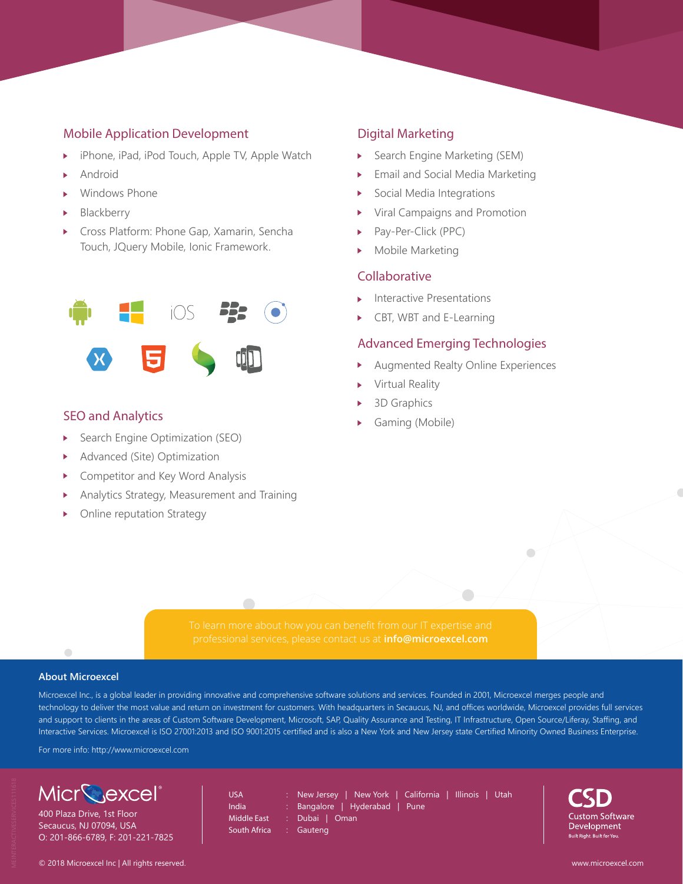## Mobile Application Development

- iPhone, iPad, iPod Touch, Apple TV, Apple Watch
- Android
- Windows Phone
- Blackberry
- Cross Platform: Phone Gap, Xamarin, Sencha Touch, JQuery Mobile, Ionic Framework.

## SEO and Analytics

- Search Engine Optimization (SEO)
- Advanced (Site) Optimization
- Competitor and Key Word Analysis
- Analytics Strategy, Measurement and Training
- Online reputation Strategy

## Digital Marketing

- Search Engine Marketing (SEM)
- Email and Social Media Marketing
- Social Media Integrations
- Viral Campaigns and Promotion
- Pay-Per-Click (PPC)
- Mobile Marketing

## Collaborative

- Interactive Presentations
- CBT, WBT and E-Learning

## Advanced Emerging Technologies

- Augmented Realty Online Experiences
- Virtual Reality
- 3D Graphics
- Gaming (Mobile)

To learn more about how you can benefit from our IT expertise and professional services, please contact us at **info@microexcel.com**

### About Microexcel

Microexcel Inc., is a global leader in providing innovative and comprehensive software solutions and services. Founded in 2001, Microexcel merges people and technology to deliver the most value and return on investment for customers. With headquarters in Secaucus, NJ, and offices worldwide, Microexcel provides full services and support to clients in the areas of Custom Software Development, Microsoft, SAP, Quality Assurance and Testing, IT Infrastructure, Open Source/Liferay, Staffing, and Interactive Services. Microexcel is ISO 27001:2013 and ISO 9001:2015 certified and is also a New York and New Jersey state Certified Minority Owned Business Enterprise.

For more info: http://www.microexcel.com

Microexcel®

400 Plaza Drive, 1st Floor
Secaucus, NJ 07094, USA
O: 201-866-6789, F: 201-221-7825

USA : New Jersey | New York | California | Illinois | Utah
India : Bangalore | Hyderabad | Pune
Middle East : Dubai | Oman
South Africa : Gauteng

CSD Custom Software Development
Built Right. Built for You.

© 2018 Microexcel Inc | All rights reserved.

www.microexcel.com